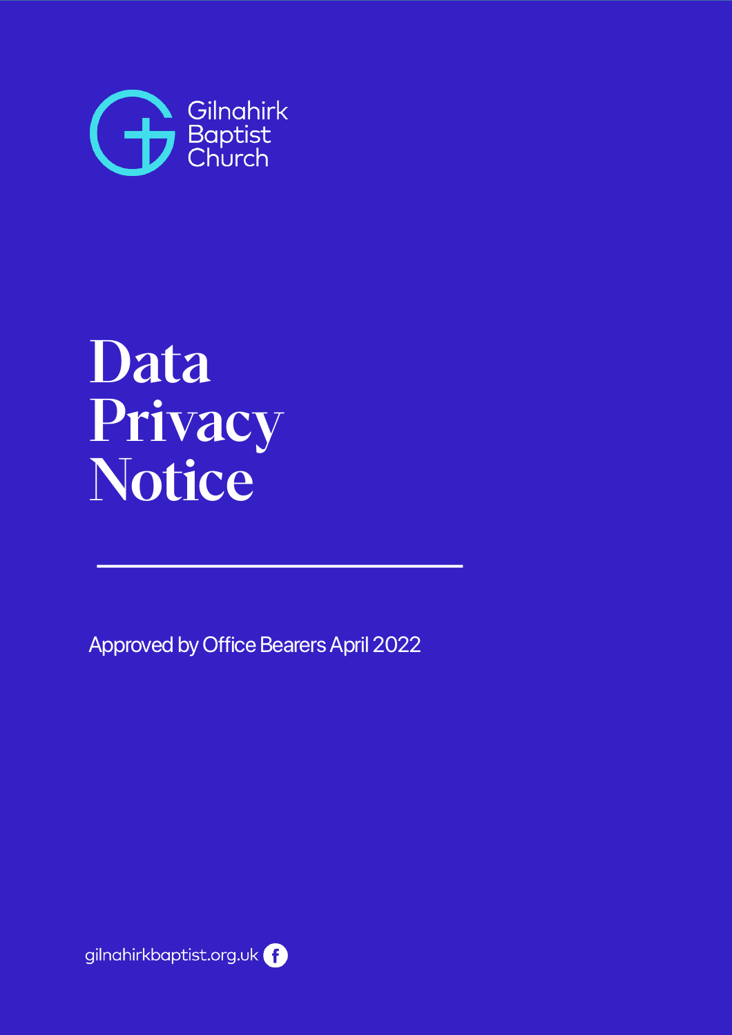Gilnahirk Baptist Church

# Data Privacy Notice

---

Approved by Office Bearers April 2022

gilnahirkbaptist.org.uk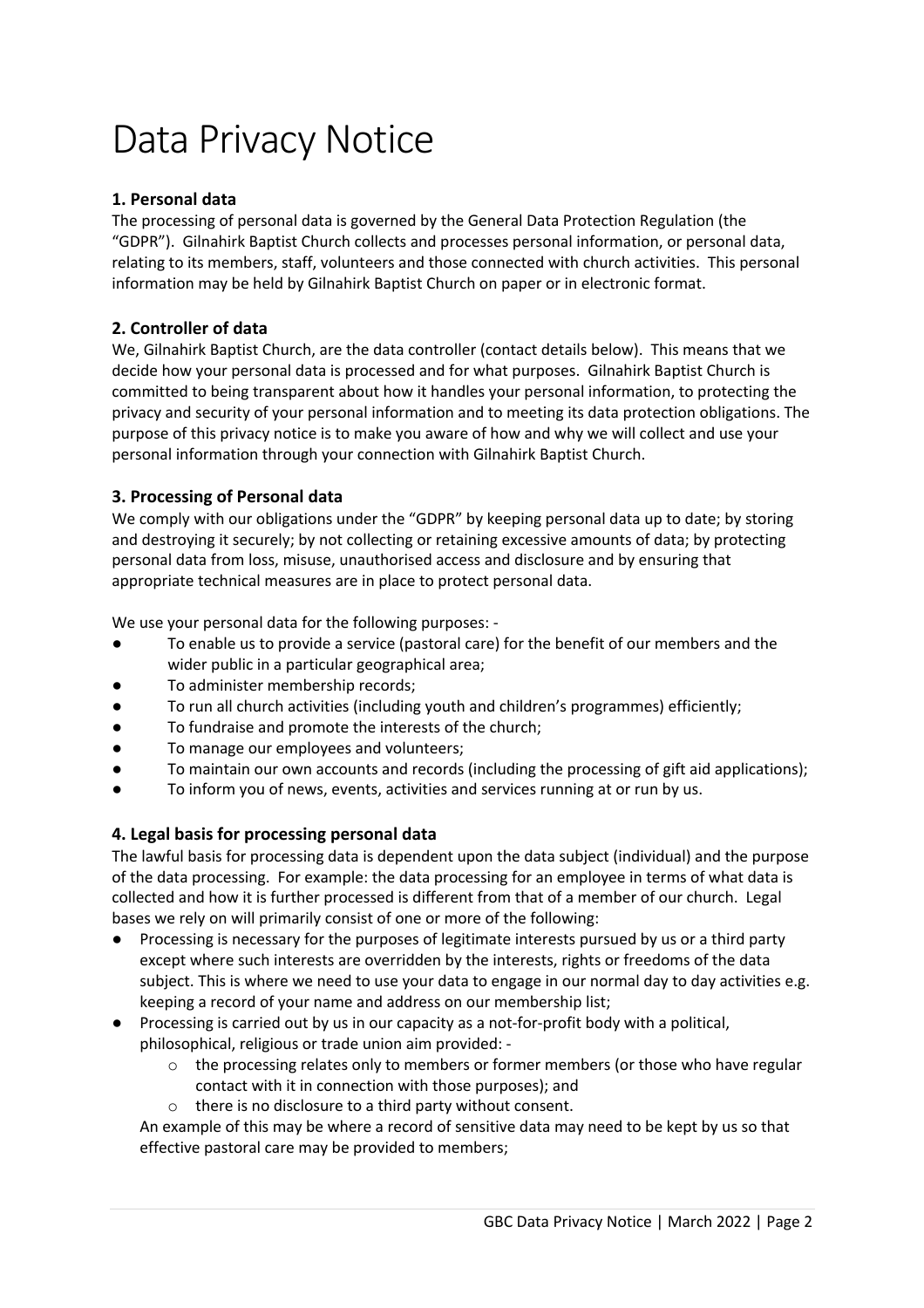# Data Privacy Notice

### 1. Personal data

The processing of personal data is governed by the General Data Protection Regulation (the "GDPR"). Gilnahirk Baptist Church collects and processes personal information, or personal data, relating to its members, staff, volunteers and those connected with church activities. This personal information may be held by Gilnahirk Baptist Church on paper or in electronic format.

### 2. Controller of data

We, Gilnahirk Baptist Church, are the data controller (contact details below). This means that we decide how your personal data is processed and for what purposes. Gilnahirk Baptist Church is committed to being transparent about how it handles your personal information, to protecting the privacy and security of your personal information and to meeting its data protection obligations. The purpose of this privacy notice is to make you aware of how and why we will collect and use your personal information through your connection with Gilnahirk Baptist Church.

### 3. Processing of Personal data

We comply with our obligations under the "GDPR" by keeping personal data up to date; by storing and destroying it securely; by not collecting or retaining excessive amounts of data; by protecting personal data from loss, misuse, unauthorised access and disclosure and by ensuring that appropriate technical measures are in place to protect personal data.

We use your personal data for the following purposes: -

- To enable us to provide a service (pastoral care) for the benefit of our members and the wider public in a particular geographical area;
- To administer membership records;
- To run all church activities (including youth and children's programmes) efficiently;
- To fundraise and promote the interests of the church;
- To manage our employees and volunteers;
- To maintain our own accounts and records (including the processing of gift aid applications);
- To inform you of news, events, activities and services running at or run by us.

### 4. Legal basis for processing personal data

The lawful basis for processing data is dependent upon the data subject (individual) and the purpose of the data processing. For example: the data processing for an employee in terms of what data is collected and how it is further processed is different from that of a member of our church. Legal bases we rely on will primarily consist of one or more of the following:

- Processing is necessary for the purposes of legitimate interests pursued by us or a third party except where such interests are overridden by the interests, rights or freedoms of the data subject. This is where we need to use your data to engage in our normal day to day activities e.g. keeping a record of your name and address on our membership list;
- Processing is carried out by us in our capacity as a not-for-profit body with a political, philosophical, religious or trade union aim provided: -
    - the processing relates only to members or former members (or those who have regular contact with it in connection with those purposes); and
    - there is no disclosure to a third party without consent.

  An example of this may be where a record of sensitive data may need to be kept by us so that effective pastoral care may be provided to members;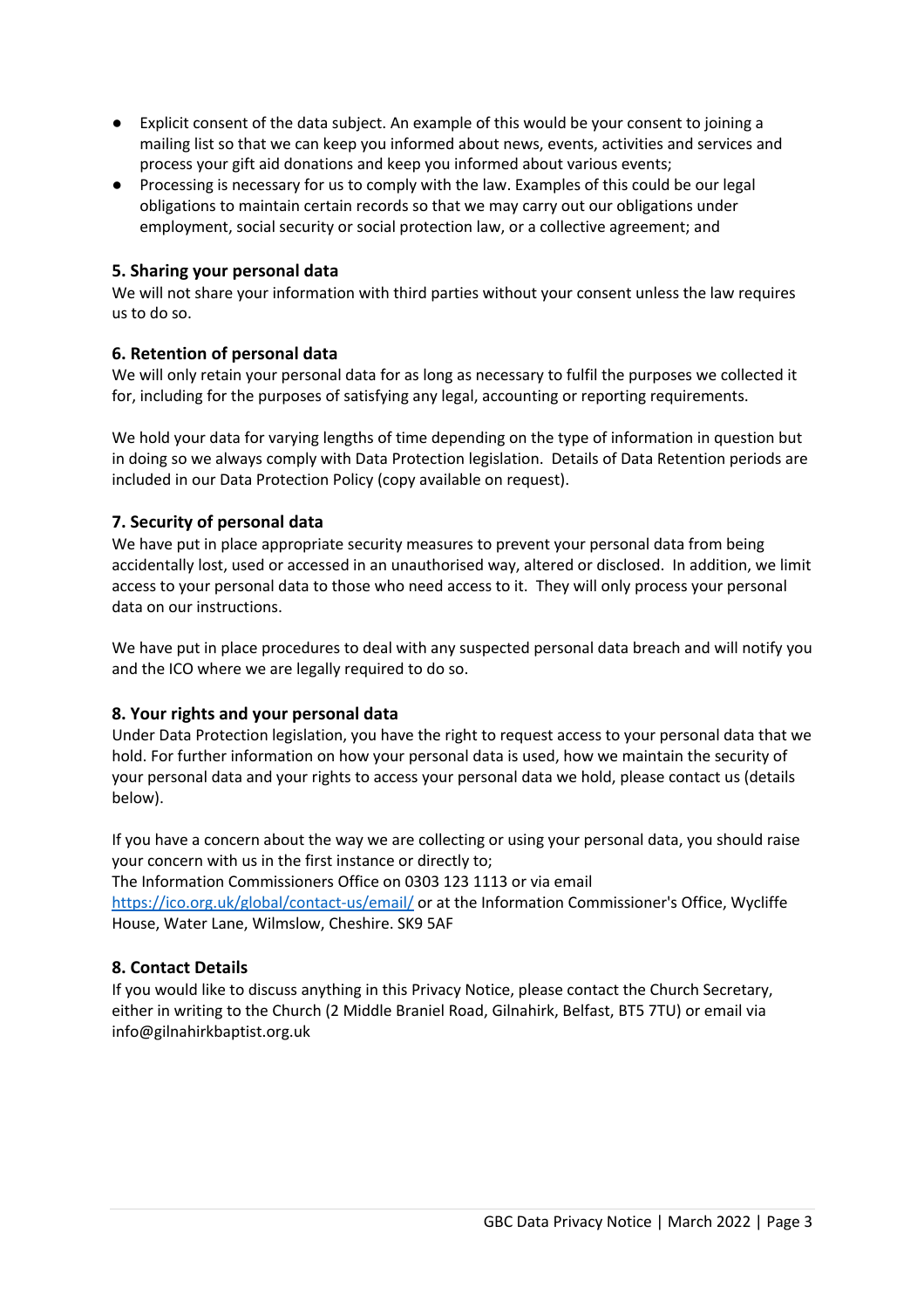- Explicit consent of the data subject. An example of this would be your consent to joining a mailing list so that we can keep you informed about news, events, activities and services and process your gift aid donations and keep you informed about various events;
- Processing is necessary for us to comply with the law. Examples of this could be our legal obligations to maintain certain records so that we may carry out our obligations under employment, social security or social protection law, or a collective agreement; and

### 5. Sharing your personal data

We will not share your information with third parties without your consent unless the law requires us to do so.

### 6. Retention of personal data

We will only retain your personal data for as long as necessary to fulfil the purposes we collected it for, including for the purposes of satisfying any legal, accounting or reporting requirements.

We hold your data for varying lengths of time depending on the type of information in question but in doing so we always comply with Data Protection legislation. Details of Data Retention periods are included in our Data Protection Policy (copy available on request).

### 7. Security of personal data

We have put in place appropriate security measures to prevent your personal data from being accidentally lost, used or accessed in an unauthorised way, altered or disclosed. In addition, we limit access to your personal data to those who need access to it. They will only process your personal data on our instructions.

We have put in place procedures to deal with any suspected personal data breach and will notify you and the ICO where we are legally required to do so.

### 8. Your rights and your personal data

Under Data Protection legislation, you have the right to request access to your personal data that we hold. For further information on how your personal data is used, how we maintain the security of your personal data and your rights to access your personal data we hold, please contact us (details below).

If you have a concern about the way we are collecting or using your personal data, you should raise your concern with us in the first instance or directly to;
The Information Commissioners Office on 0303 123 1113 or via email [https://ico.org.uk/global/contact-us/email/](https://ico.org.uk/global/contact-us/email/) or at the Information Commissioner's Office, Wycliffe House, Water Lane, Wilmslow, Cheshire. SK9 5AF

### 8. Contact Details

If you would like to discuss anything in this Privacy Notice, please contact the Church Secretary, either in writing to the Church (2 Middle Braniel Road, Gilnahirk, Belfast, BT5 7TU) or email via info@gilnahirkbaptist.org.uk